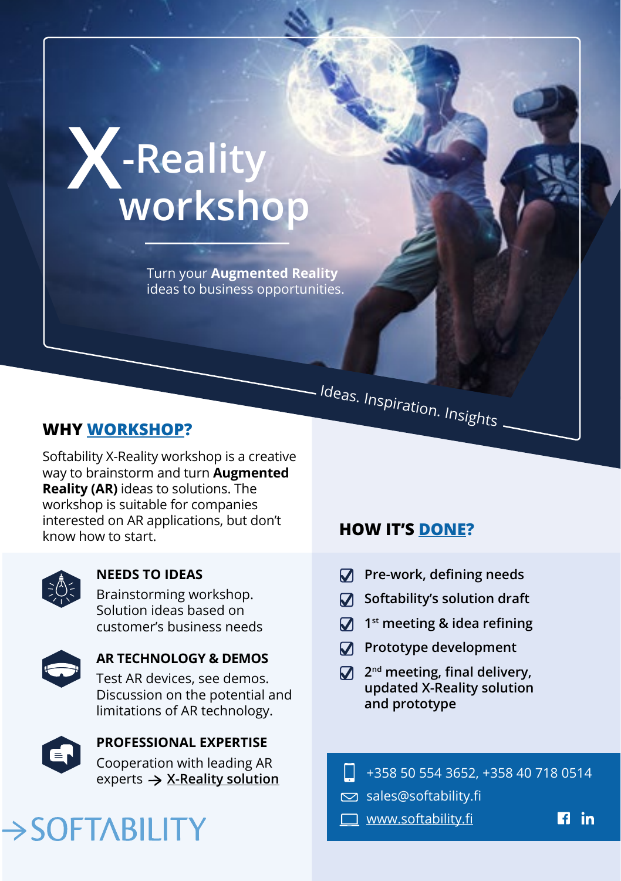# X-Reality workshop

Turn your **Augmented Reality** ideas to business opportunities.

*Ideas. Inspiration. Insights*

## WHY WORKSHOP?

Softability X-Reality workshop is a creative way to brainstorm and turn **Augmented Reality (AR)** ideas to solutions. The workshop is suitable for companies interested on AR applications, but don't know how to start.

### NEEDS TO IDEAS

Brainstorming workshop. Solution ideas based on customer's business needs

### AR TECHNOLOGY & DEMOS

Test AR devices, see demos. Discussion on the potential and limitations of AR technology.

### PROFESSIONAL EXPERTISE

Cooperation with leading AR experts → X-Reality solution

## HOW IT'S DONE?

- Pre-work, defining needs
- Softability's solution draft
- 1st meeting & idea refining
- Prototype development
- 2nd meeting, final delivery, updated X-Reality solution and prototype

+358 50 554 3652, +358 40 718 0514
sales@softability.fi
www.softability.fi

→SOFTABILITY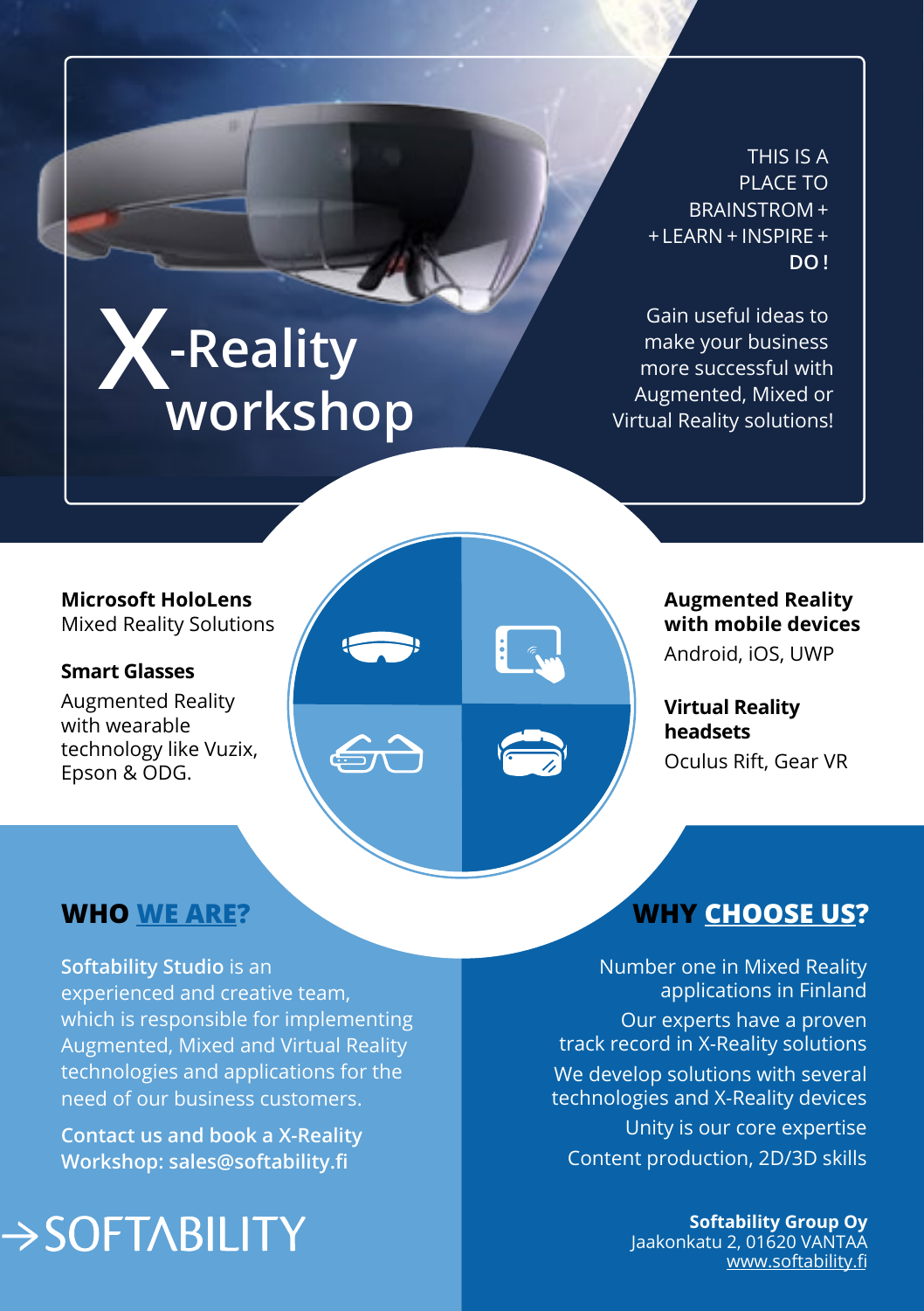# X-Reality workshop

THIS IS A PLACE TO BRAINSTROM + + LEARN + INSPIRE + **DO!**

Gain useful ideas to make your business more successful with Augmented, Mixed or Virtual Reality solutions!

**Microsoft HoloLens**
Mixed Reality Solutions

**Smart Glasses**
Augmented Reality with wearable technology like Vuzix, Epson & ODG.

**Augmented Reality with mobile devices**
Android, iOS, UWP

**Virtual Reality headsets**
Oculus Rift, Gear VR

## WHO WE ARE?

**Softability Studio** is an experienced and creative team, which is responsible for implementing Augmented, Mixed and Virtual Reality technologies and applications for the need of our business customers.

**Contact us and book a X-Reality Workshop: sales@softability.fi**

## WHY CHOOSE US?

Number one in Mixed Reality applications in Finland

Our experts have a proven track record in X-Reality solutions

We develop solutions with several technologies and X-Reality devices

Unity is our core expertise

Content production, 2D/3D skills

→SOFTABILITY

**Softability Group Oy**
Jaakonkatu 2, 01620 VANTAA
www.softability.fi